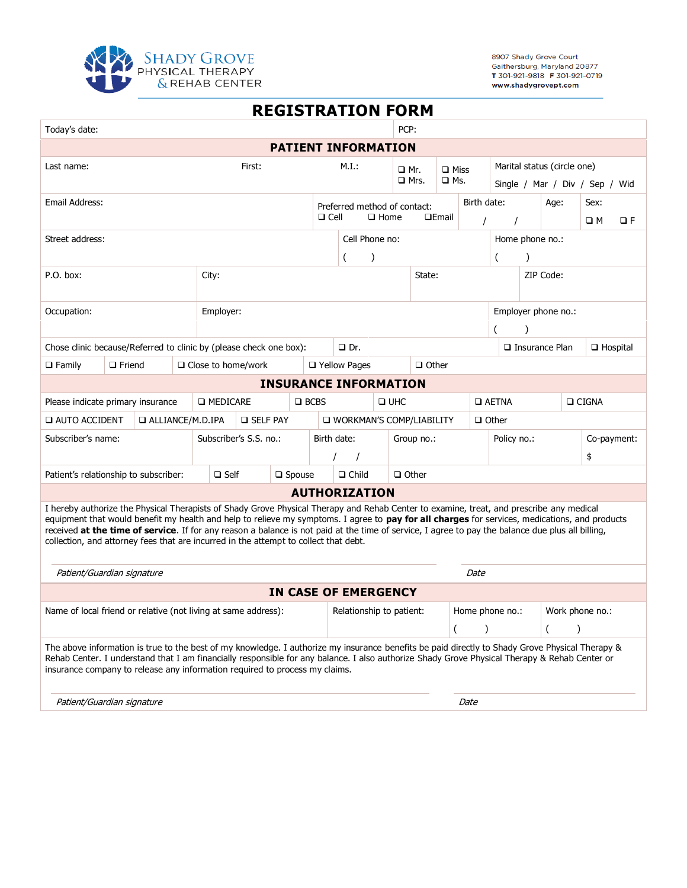SHADY GROVE
PHYSICAL THERAPY
& REHAB CENTER

8907 Shady Grove Court
Gaithersburg, Maryland 20877
T 301-921-9818 F 301-921-0719
www.shadygrovept.com

# REGISTRATION FORM

| Today's date: | PCP: |
|---|---|

## PATIENT INFORMATION

| Last name: | First: | M.I.: | ❑ Mr. ❑ Mrs. | ❑ Miss ❑ Ms. | Marital status (circle one) Single / Mar / Div / Sep / Wid |
|---|---|---|---|---|---|

| Email Address: | Preferred method of contact: ❑ Cell ❑ Home ❑Email | Birth date: / / | Age: | Sex: ❑ M ❑ F |
|---|---|---|---|---|

| Street address: | Cell Phone no: ( ) | Home phone no.: ( ) |
|---|---|---|

| P.O. box: | City: | State: | ZIP Code: |
|---|---|---|---|

| Occupation: | Employer: | Employer phone no.: ( ) |
|---|---|---|

| Chose clinic because/Referred to clinic by (please check one box): | ❑ Dr. | ❑ Insurance Plan | ❑ Hospital |
|---|---|---|---|

| ❑ Family | ❑ Friend | ❑ Close to home/work | ❑ Yellow Pages | ❑ Other |
|---|---|---|---|---|

## INSURANCE INFORMATION

| Please indicate primary insurance | ❑ MEDICARE | ❑ BCBS | ❑ UHC | ❑ AETNA | ❑ CIGNA |
|---|---|---|---|---|---|
| ❑ AUTO ACCIDENT | ❑ ALLIANCE/M.D.IPA | ❑ SELF PAY | ❑ WORKMAN'S COMP/LIABILITY | ❑ Other | |

| Subscriber's name: | Subscriber's S.S. no.: | Birth date: / / | Group no.: | Policy no.: | Co-payment: $ |
|---|---|---|---|---|---|

| Patient's relationship to subscriber: | ❑ Self | ❑ Spouse | ❑ Child | ❑ Other |
|---|---|---|---|---|

## AUTHORIZATION

I hereby authorize the Physical Therapists of Shady Grove Physical Therapy and Rehab Center to examine, treat, and prescribe any medical equipment that would benefit my health and help to relieve my symptoms. I agree to **pay for all charges** for services, medications, and products received **at the time of service**. If for any reason a balance is not paid at the time of service, I agree to pay the balance due plus all billing, collection, and attorney fees that are incurred in the attempt to collect that debt.

*Patient/Guardian signature* *Date*

## IN CASE OF EMERGENCY

| Name of local friend or relative (not living at same address): | Relationship to patient: | Home phone no.: ( ) | Work phone no.: ( ) |
|---|---|---|---|

The above information is true to the best of my knowledge. I authorize my insurance benefits be paid directly to Shady Grove Physical Therapy & Rehab Center. I understand that I am financially responsible for any balance. I also authorize Shady Grove Physical Therapy & Rehab Center or insurance company to release any information required to process my claims.

*Patient/Guardian signature* *Date*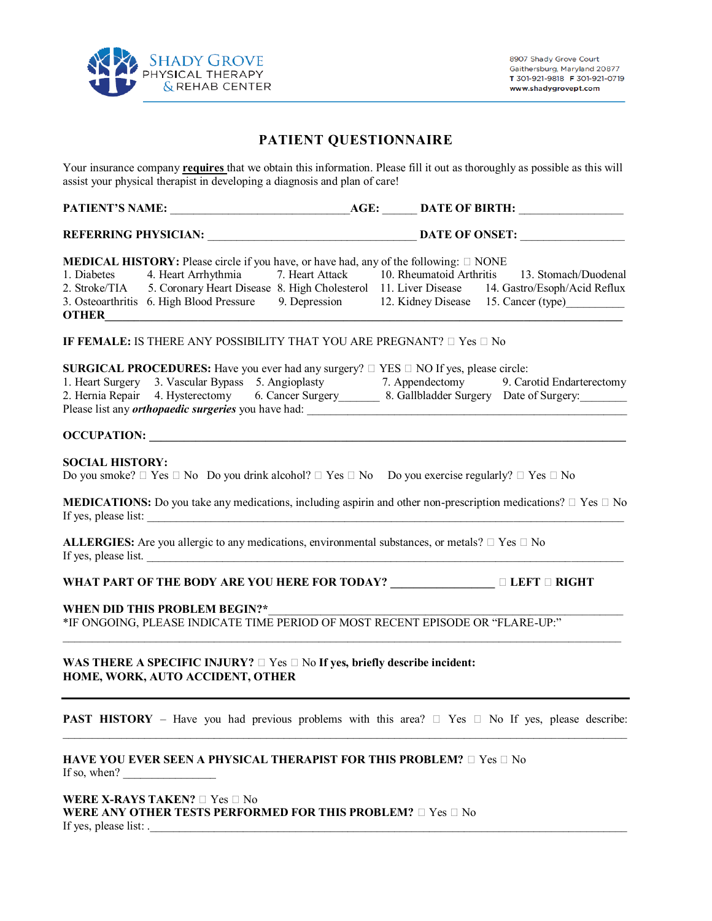SHADY GROVE PHYSICAL THERAPY & REHAB CENTER

8907 Shady Grove Court
Gaithersburg, Maryland 20877
T 301-921-9818 F 301-921-0719
www.shadygrovept.com

# PATIENT QUESTIONNAIRE

Your insurance company **requires** that we obtain this information. Please fill it out as thoroughly as possible as this will assist your physical therapist in developing a diagnosis and plan of care!

**PATIENT'S NAME:** ______________________________ **AGE:** ______ **DATE OF BIRTH:** _________________

**REFERRING PHYSICIAN:** ___________________________________ **DATE OF ONSET:** _________________

**MEDICAL HISTORY:** Please circle if you have, or have had, any of the following: ☐ NONE

1. Diabetes
2. Stroke/TIA
3. Osteoarthritis
4. Heart Arrhythmia
5. Coronary Heart Disease
6. High Blood Pressure
7. Heart Attack
8. High Cholesterol
9. Depression
10. Rheumatoid Arthritis
11. Liver Disease
12. Kidney Disease
13. Stomach/Duodenal
14. Gastro/Esoph/Acid Reflux
15. Cancer (type)__________

**OTHER**______________________________________________________________________________

**IF FEMALE:** IS THERE ANY POSSIBILITY THAT YOU ARE PREGNANT? ☐ Yes ☐ No

**SURGICAL PROCEDURES:** Have you ever had any surgery? ☐ YES ☐ NO If yes, please circle:

1. Heart Surgery
2. Hernia Repair
3. Vascular Bypass
4. Hysterectomy
5. Angioplasty
6. Cancer Surgery_______
7. Appendectomy
8. Gallbladder Surgery
9. Carotid Endarterectomy

Date of Surgery:________

Please list any ***orthopaedic surgeries*** you have had: _______________________________________________

**OCCUPATION:** ______________________________________________________________________________

**SOCIAL HISTORY:**
Do you smoke? ☐ Yes ☐ No  Do you drink alcohol? ☐ Yes ☐ No  Do you exercise regularly? ☐ Yes ☐ No

**MEDICATIONS:** Do you take any medications, including aspirin and other non-prescription medications? ☐ Yes ☐ No
If yes, please list: _____________________________________________________________________________

**ALLERGIES:** Are you allergic to any medications, environmental substances, or metals? ☐ Yes ☐ No
If yes, please list. _____________________________________________________________________________

**WHAT PART OF THE BODY ARE YOU HERE FOR TODAY?** _________________ ☐ **LEFT** ☐ **RIGHT**

**WHEN DID THIS PROBLEM BEGIN?***_______________________________________________________________
*IF ONGOING, PLEASE INDICATE TIME PERIOD OF MOST RECENT EPISODE OR "FLARE-UP:"
_________________________________________________________________________________________

**WAS THERE A SPECIFIC INJURY?** ☐ Yes ☐ No **If yes, briefly describe incident:**
**HOME, WORK, AUTO ACCIDENT, OTHER**

---

**PAST HISTORY** – Have you had previous problems with this area? ☐ Yes ☐ No If yes, please describe:
_________________________________________________________________________________________

**HAVE YOU EVER SEEN A PHYSICAL THERAPIST FOR THIS PROBLEM?** ☐ Yes ☐ No
If so, when? ________________

**WERE X-RAYS TAKEN?** ☐ Yes ☐ No
**WERE ANY OTHER TESTS PERFORMED FOR THIS PROBLEM?** ☐ Yes ☐ No
If yes, please list: ._____________________________________________________________________________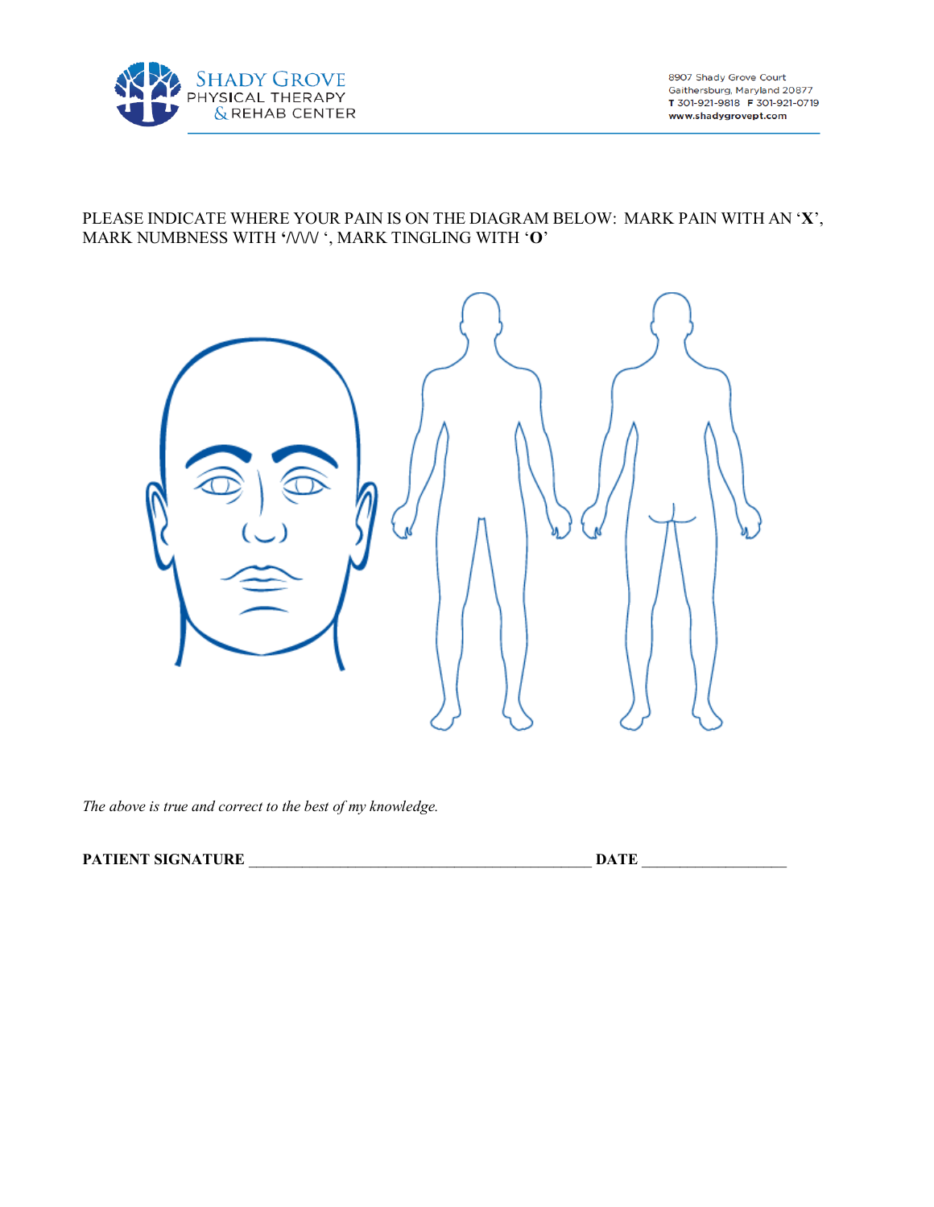PLEASE INDICATE WHERE YOUR PAIN IS ON THE DIAGRAM BELOW: MARK PAIN WITH AN '**X**', MARK NUMBNESS WITH '/\/\/\ ', MARK TINGLING WITH '**O**'

*The above is true and correct to the best of my knowledge.*

**PATIENT SIGNATURE** ____________________________________________ **DATE** ___________________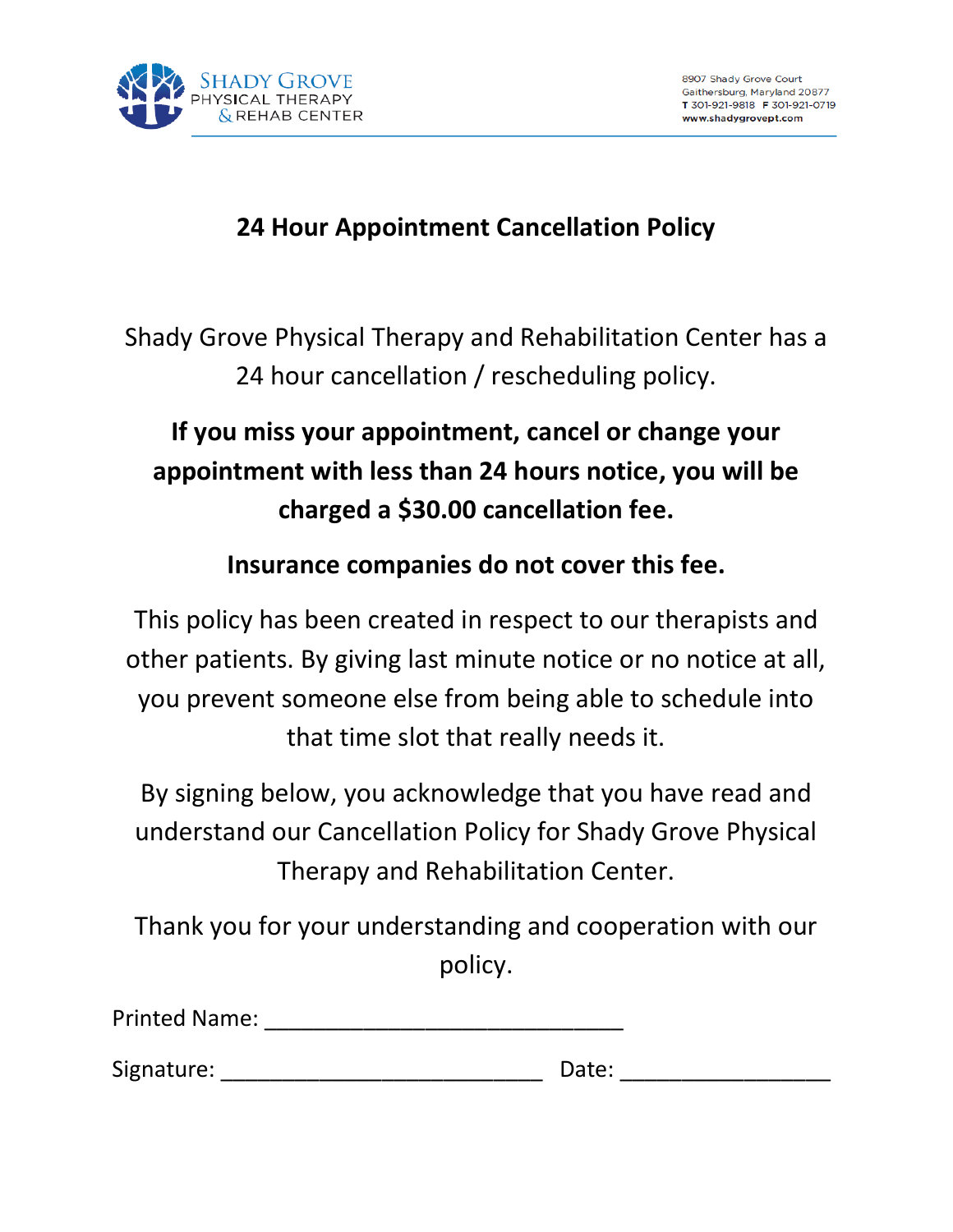SHADY GROVE PHYSICAL THERAPY & REHAB CENTER

8907 Shady Grove Court
Gaithersburg, Maryland 20877
T 301-921-9818 F 301-921-0719
www.shadygrovept.com

# 24 Hour Appointment Cancellation Policy

Shady Grove Physical Therapy and Rehabilitation Center has a 24 hour cancellation / rescheduling policy.

**If you miss your appointment, cancel or change your appointment with less than 24 hours notice, you will be charged a $30.00 cancellation fee.**

**Insurance companies do not cover this fee.**

This policy has been created in respect to our therapists and other patients. By giving last minute notice or no notice at all, you prevent someone else from being able to schedule into that time slot that really needs it.

By signing below, you acknowledge that you have read and understand our Cancellation Policy for Shady Grove Physical Therapy and Rehabilitation Center.

Thank you for your understanding and cooperation with our policy.

Printed Name: ______________________________

Signature: ___________________________ Date: _________________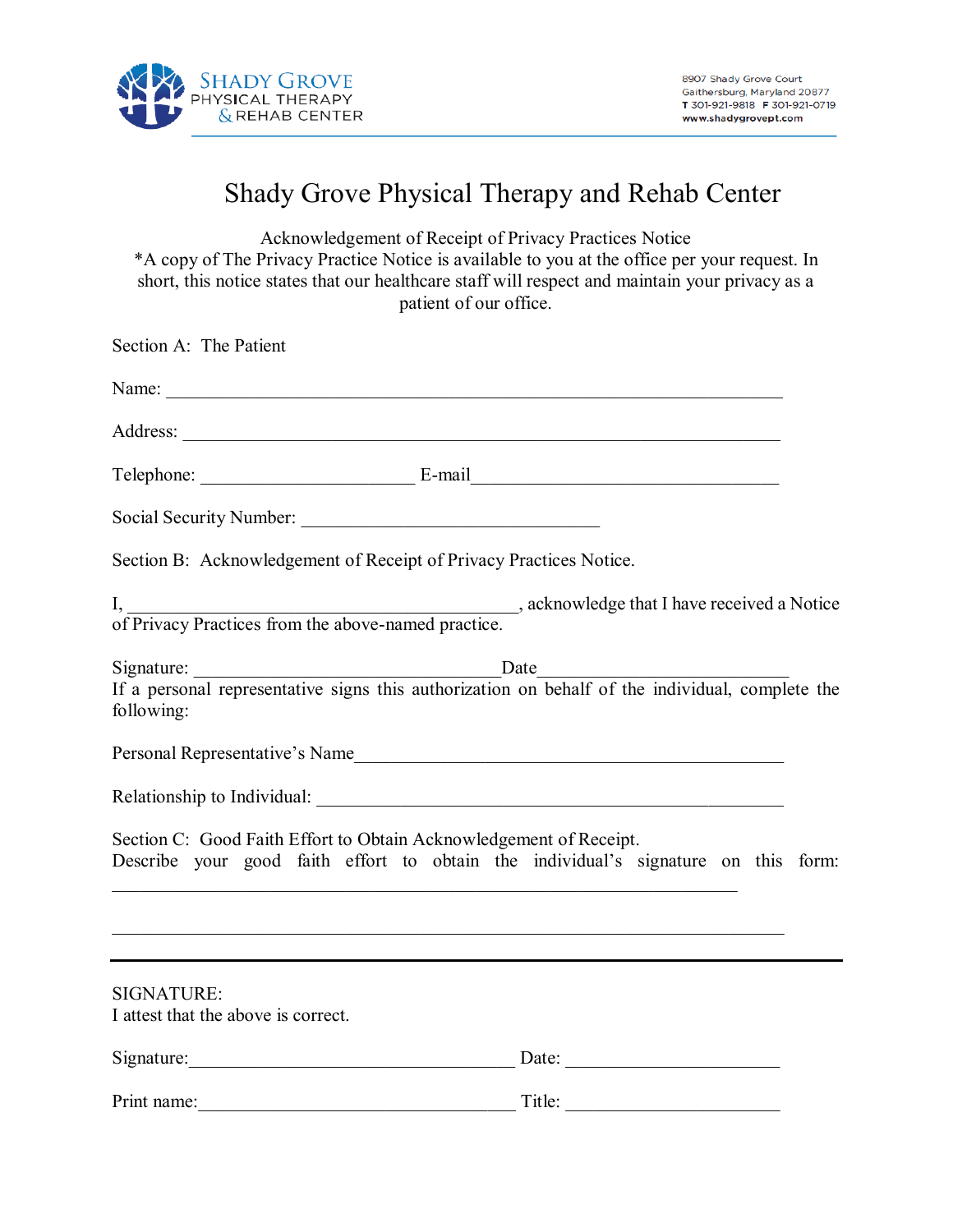SHADY GROVE
PHYSICAL THERAPY
& REHAB CENTER

8907 Shady Grove Court
Gaithersburg, Maryland 20877
T 301-921-9818 F 301-921-0719
www.shadygrovept.com

# Shady Grove Physical Therapy and Rehab Center

Acknowledgement of Receipt of Privacy Practices Notice
*A copy of The Privacy Practice Notice is available to you at the office per your request. In short, this notice states that our healthcare staff will respect and maintain your privacy as a patient of our office.

Section A: The Patient

Name: ___________________________________________________________________

Address: _________________________________________________________________

Telephone: _______________________ E-mail __________________________________

Social Security Number: ________________________________

Section B: Acknowledgement of Receipt of Privacy Practices Notice.

I, ________________________________________, acknowledge that I have received a Notice of Privacy Practices from the above-named practice.

Signature: _________________________________ Date___________________________

If a personal representative signs this authorization on behalf of the individual, complete the following:

Personal Representative's Name______________________________________________

Relationship to Individual: __________________________________________________

Section C: Good Faith Effort to Obtain Acknowledgement of Receipt.

Describe your good faith effort to obtain the individual's signature on this form: ____________________________________________________________________

_________________________________________________________________________

---

SIGNATURE:
I attest that the above is correct.

Signature:___________________________________ Date: ______________________

Print name:__________________________________ Title: ______________________